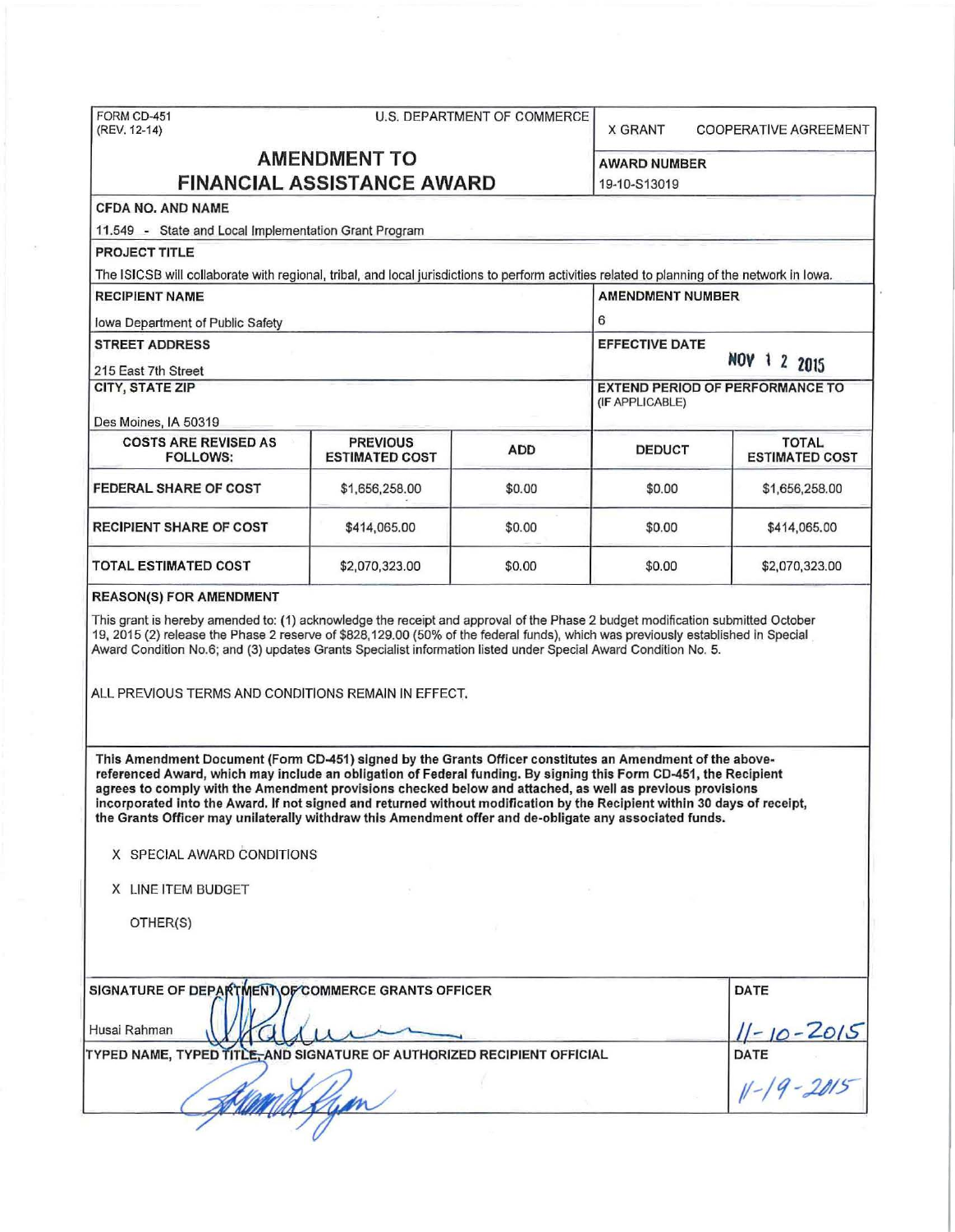FORM CD-451
(REV. 12-14)

U.S. DEPARTMENT OF COMMERCE

X GRANT  COOPERATIVE AGREEMENT

# AMENDMENT TO FINANCIAL ASSISTANCE AWARD

**AWARD NUMBER**
19-10-S13019

**CFDA NO. AND NAME**
11.549 - State and Local Implementation Grant Program

**PROJECT TITLE**
The ISICSB will collaborate with regional, tribal, and local jurisdictions to perform activities related to planning of the network in Iowa.

**RECIPIENT NAME**
Iowa Department of Public Safety

**AMENDMENT NUMBER**
6

**STREET ADDRESS**
215 East 7th Street

**EFFECTIVE DATE**
NOV 1 2 2015

**CITY, STATE ZIP**
Des Moines, IA 50319

**EXTEND PERIOD OF PERFORMANCE TO** (IF APPLICABLE)

| COSTS ARE REVISED AS FOLLOWS: | PREVIOUS ESTIMATED COST | ADD | DEDUCT | TOTAL ESTIMATED COST |
|---|---|---|---|---|
| FEDERAL SHARE OF COST | $1,656,258.00 | $0.00 | $0.00 | $1,656,258.00 |
| RECIPIENT SHARE OF COST | $414,065.00 | $0.00 | $0.00 | $414,065.00 |
| TOTAL ESTIMATED COST | $2,070,323.00 | $0.00 | $0.00 | $2,070,323.00 |

**REASON(S) FOR AMENDMENT**

This grant is hereby amended to: (1) acknowledge the receipt and approval of the Phase 2 budget modification submitted October 19, 2015 (2) release the Phase 2 reserve of $828,129.00 (50% of the federal funds), which was previously established in Special Award Condition No.6; and (3) updates Grants Specialist information listed under Special Award Condition No. 5.

ALL PREVIOUS TERMS AND CONDITIONS REMAIN IN EFFECT.

**This Amendment Document (Form CD-451) signed by the Grants Officer constitutes an Amendment of the above-referenced Award, which may include an obligation of Federal funding. By signing this Form CD-451, the Recipient agrees to comply with the Amendment provisions checked below and attached, as well as previous provisions incorporated into the Award. If not signed and returned without modification by the Recipient within 30 days of receipt, the Grants Officer may unilaterally withdraw this Amendment offer and de-obligate any associated funds.**

X SPECIAL AWARD CONDITIONS

X LINE ITEM BUDGET

OTHER(S)

**SIGNATURE OF DEPARTMENT OF COMMERCE GRANTS OFFICER**
Husai Rahman

**DATE**
11-10-2015

**TYPED NAME, TYPED TITLE, AND SIGNATURE OF AUTHORIZED RECIPIENT OFFICIAL**

**DATE**
11-19-2015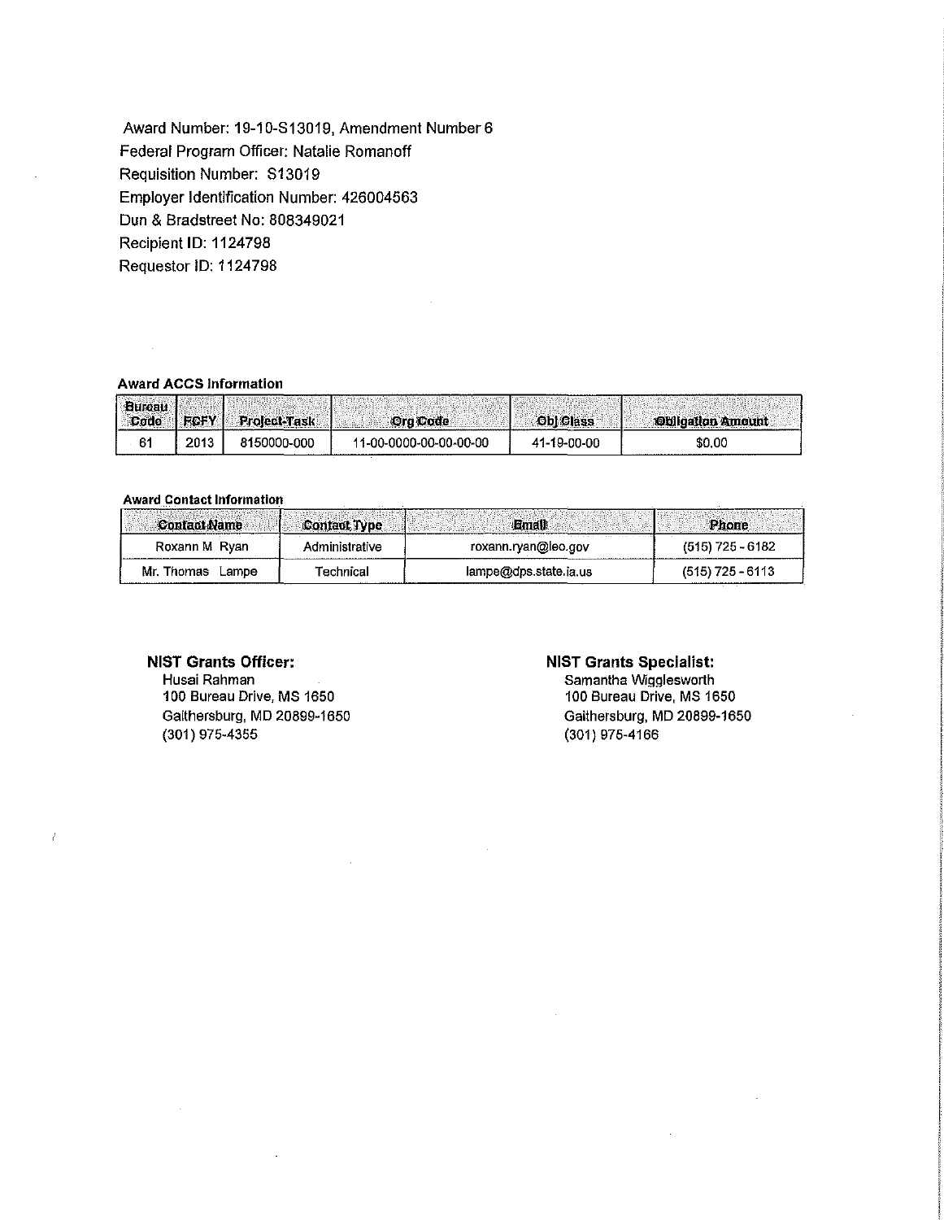Award Number: 19-10-S13019, Amendment Number 6
Federal Program Officer: Natalie Romanoff
Requisition Number: S13019
Employer Identification Number: 426004563
Dun & Bradstreet No: 808349021
Recipient ID: 1124798
Requestor ID: 1124798

**Award ACCS Information**

| Bureau Code | FCFY | Project-Task | Org Code | Obj Class | Obligation Amount |
|---|---|---|---|---|---|
| 61 | 2013 | 8150000-000 | 11-00-0000-00-00-00-00 | 41-19-00-00 | $0.00 |

**Award Contact Information**

| Contact Name | Contact Type | Email | Phone |
|---|---|---|---|
| Roxann M Ryan | Administrative | roxann.ryan@leo.gov | (515) 725 - 6182 |
| Mr. Thomas Lampe | Technical | lampe@dps.state.ia.us | (515) 725 - 6113 |

**NIST Grants Officer:**
Husai Rahman
100 Bureau Drive, MS 1650
Gaithersburg, MD 20899-1650
(301) 975-4355

**NIST Grants Specialist:**
Samantha Wigglesworth
100 Bureau Drive, MS 1650
Gaithersburg, MD 20899-1650
(301) 975-4166